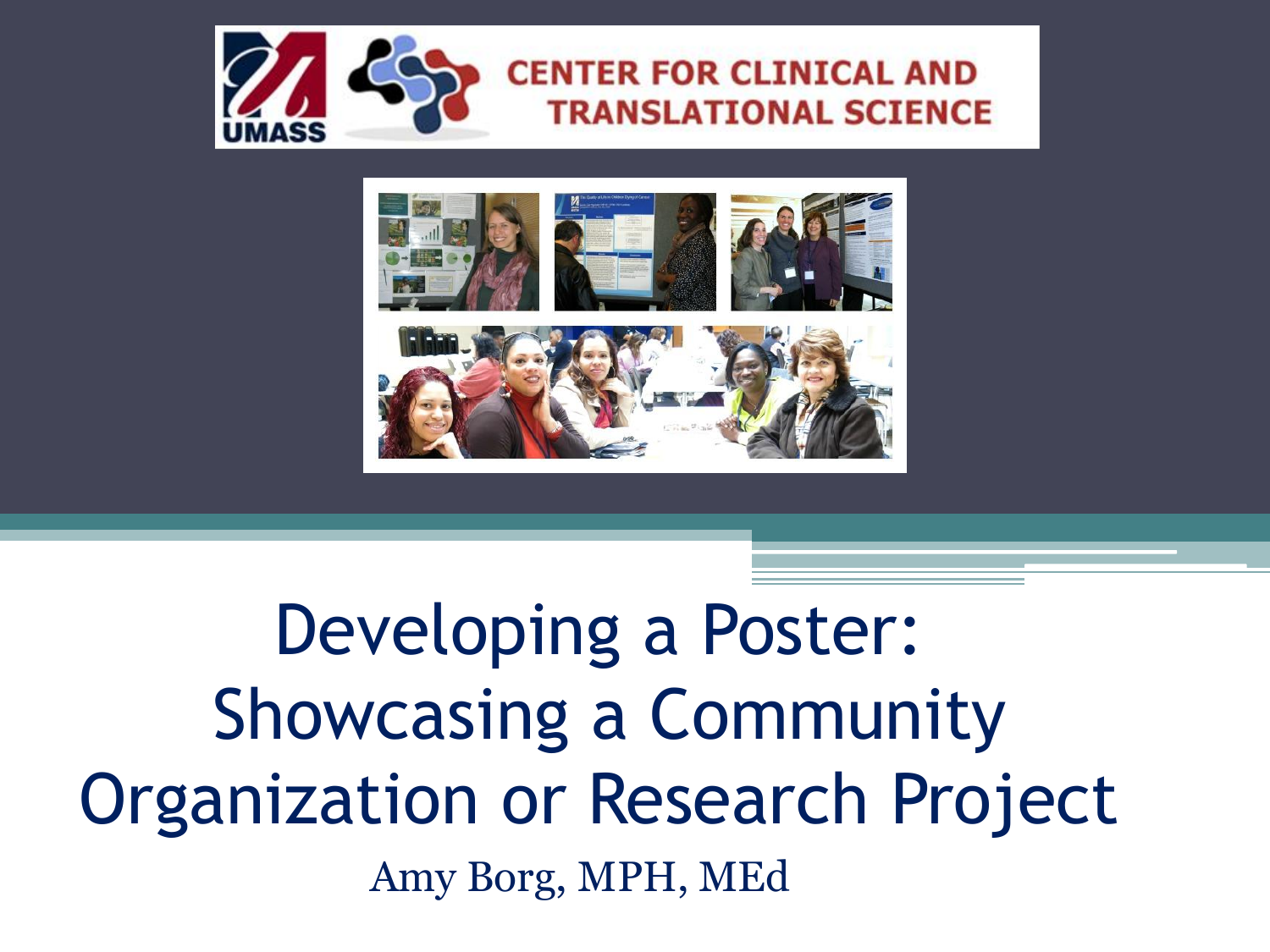UMASS CENTER FOR CLINICAL AND TRANSLATIONAL SCIENCE

# Developing a Poster: Showcasing a Community Organization or Research Project

Amy Borg, MPH, MEd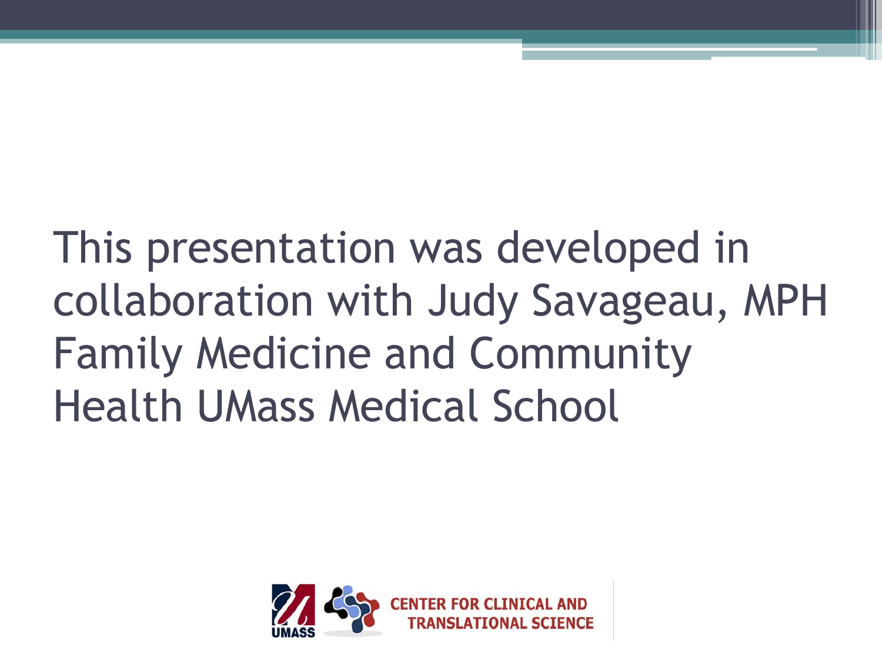This presentation was developed in collaboration with Judy Savageau, MPH Family Medicine and Community Health UMass Medical School

UMASS CENTER FOR CLINICAL AND TRANSLATIONAL SCIENCE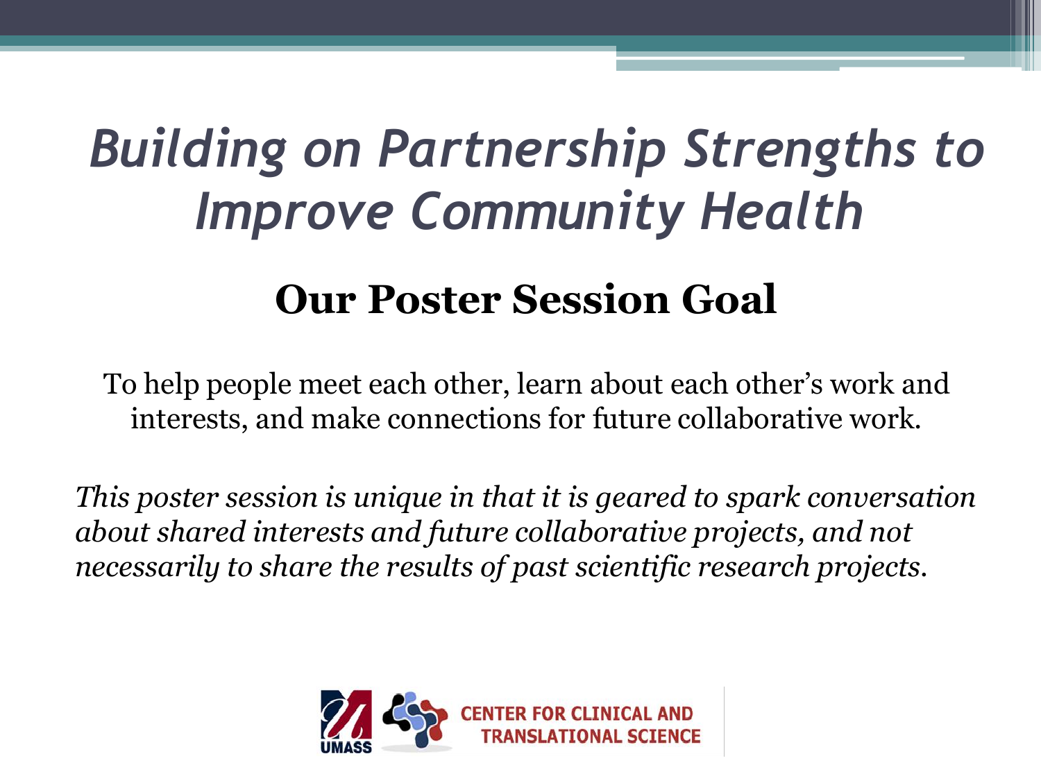# *Building on Partnership Strengths to Improve Community Health*

## Our Poster Session Goal

To help people meet each other, learn about each other's work and interests, and make connections for future collaborative work.

*This poster session is unique in that it is geared to spark conversation about shared interests and future collaborative projects, and not necessarily to share the results of past scientific research projects.*

UMASS CENTER FOR CLINICAL AND TRANSLATIONAL SCIENCE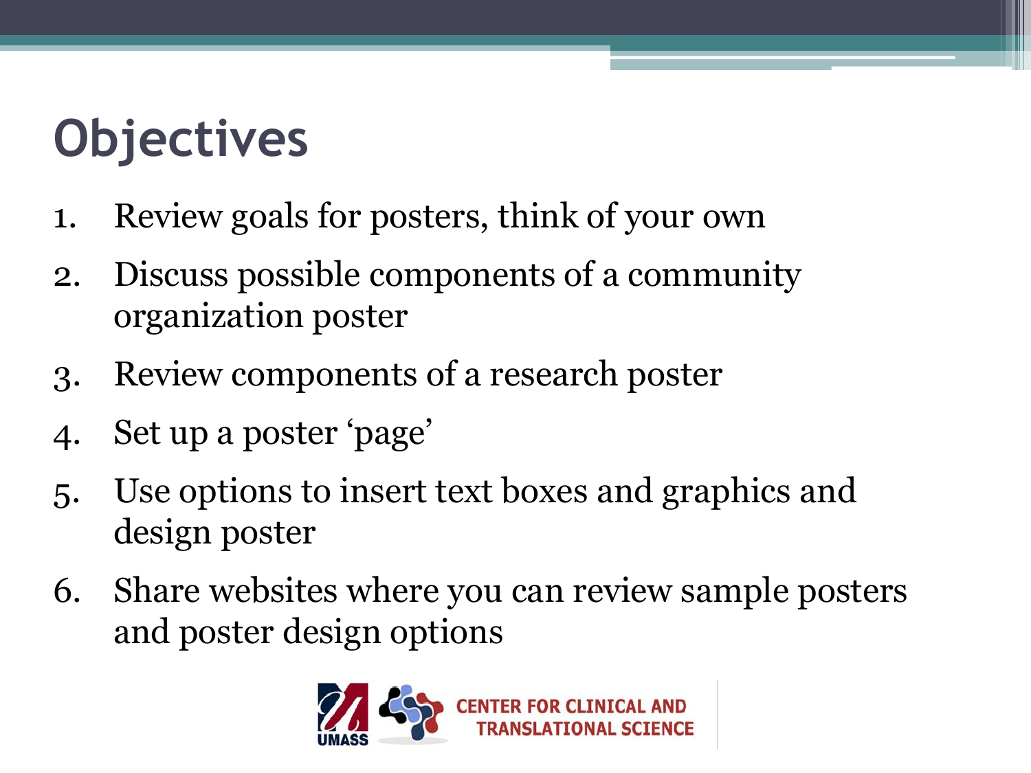# Objectives

1. Review goals for posters, think of your own
2. Discuss possible components of a community organization poster
3. Review components of a research poster
4. Set up a poster 'page'
5. Use options to insert text boxes and graphics and design poster
6. Share websites where you can review sample posters and poster design options

UMASS CENTER FOR CLINICAL AND TRANSLATIONAL SCIENCE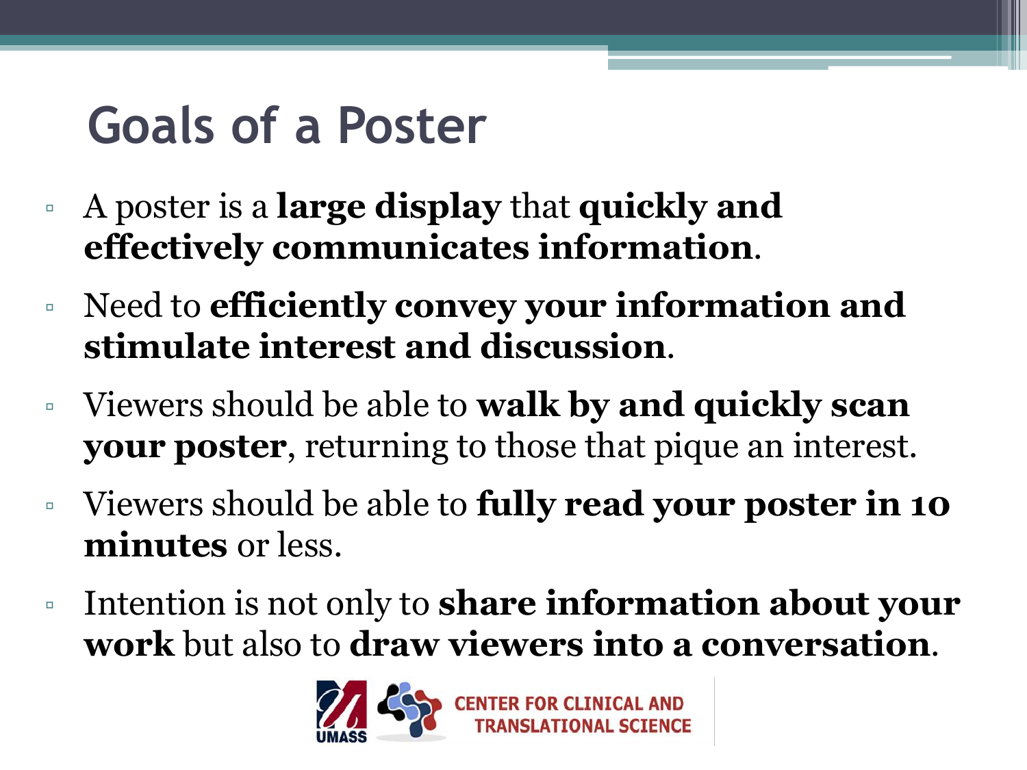# Goals of a Poster

- A poster is a **large display** that **quickly and effectively communicates information**.
- Need to **efficiently convey your information and stimulate interest and discussion**.
- Viewers should be able to **walk by and quickly scan your poster**, returning to those that pique an interest.
- Viewers should be able to **fully read your poster in 10 minutes** or less.
- Intention is not only to **share information about your work** but also to **draw viewers into a conversation**.

UMASS CENTER FOR CLINICAL AND TRANSLATIONAL SCIENCE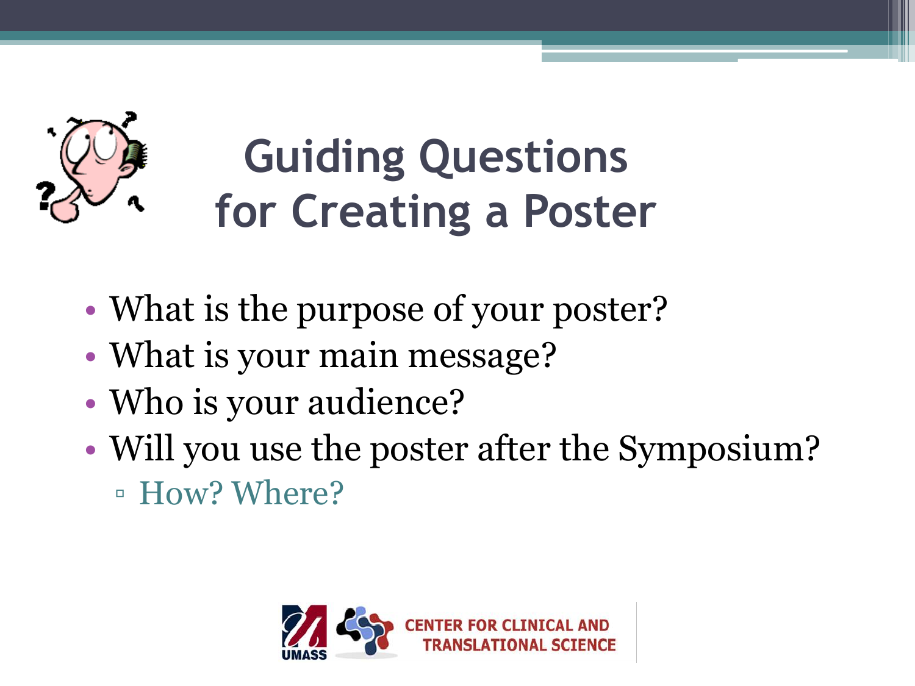# Guiding Questions for Creating a Poster

- What is the purpose of your poster?
- What is your main message?
- Who is your audience?
- Will you use the poster after the Symposium?
  - How? Where?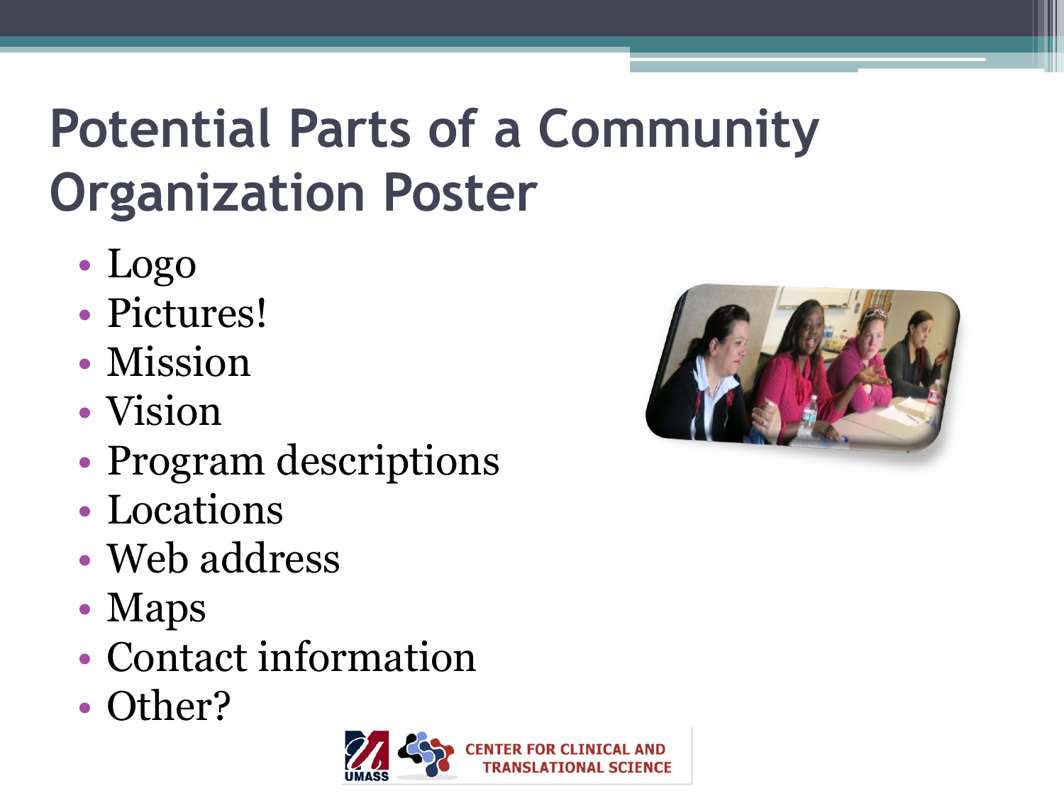# Potential Parts of a Community Organization Poster

- Logo
- Pictures!
- Mission
- Vision
- Program descriptions
- Locations
- Web address
- Maps
- Contact information
- Other?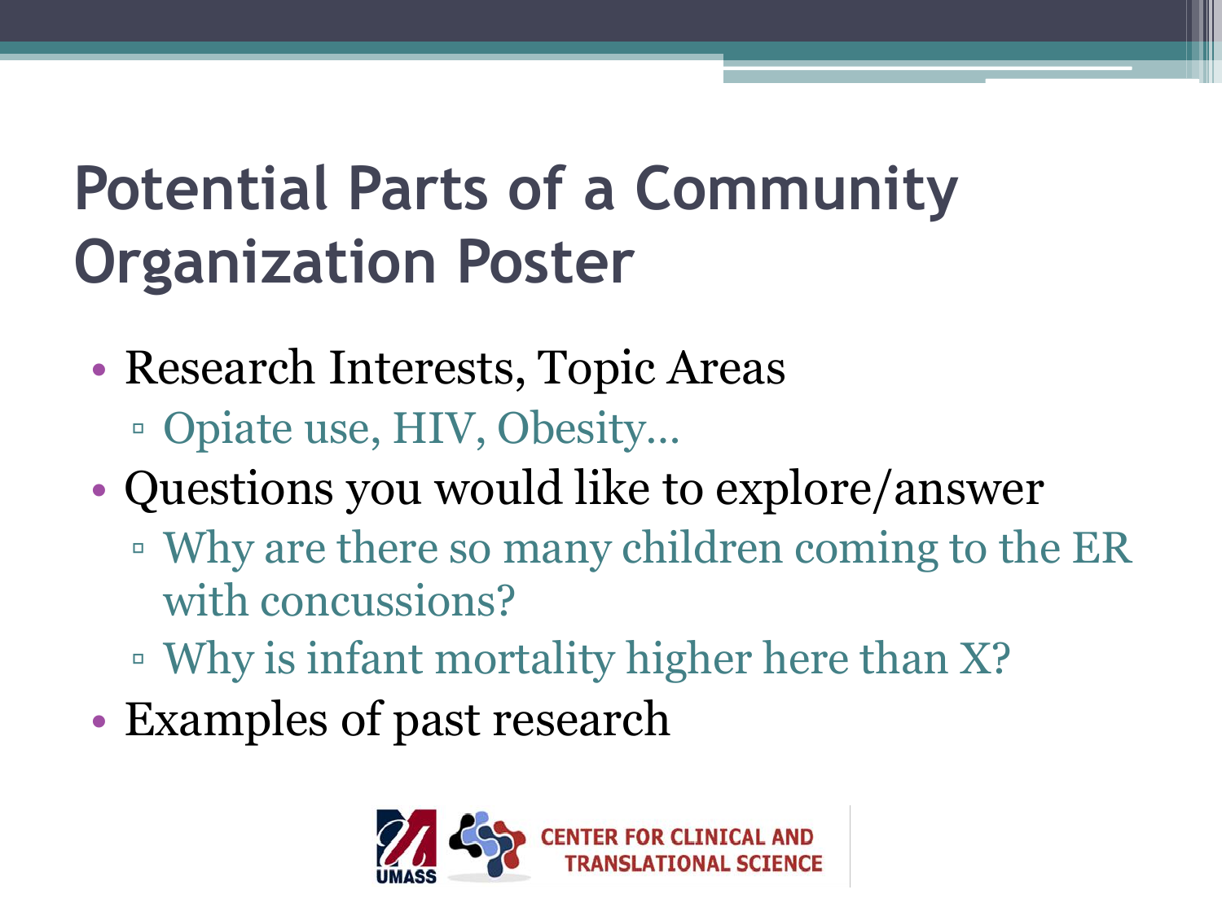# Potential Parts of a Community Organization Poster

- Research Interests, Topic Areas
  - Opiate use, HIV, Obesity…
- Questions you would like to explore/answer
  - Why are there so many children coming to the ER with concussions?
  - Why is infant mortality higher here than X?
- Examples of past research

UMASS CENTER FOR CLINICAL AND TRANSLATIONAL SCIENCE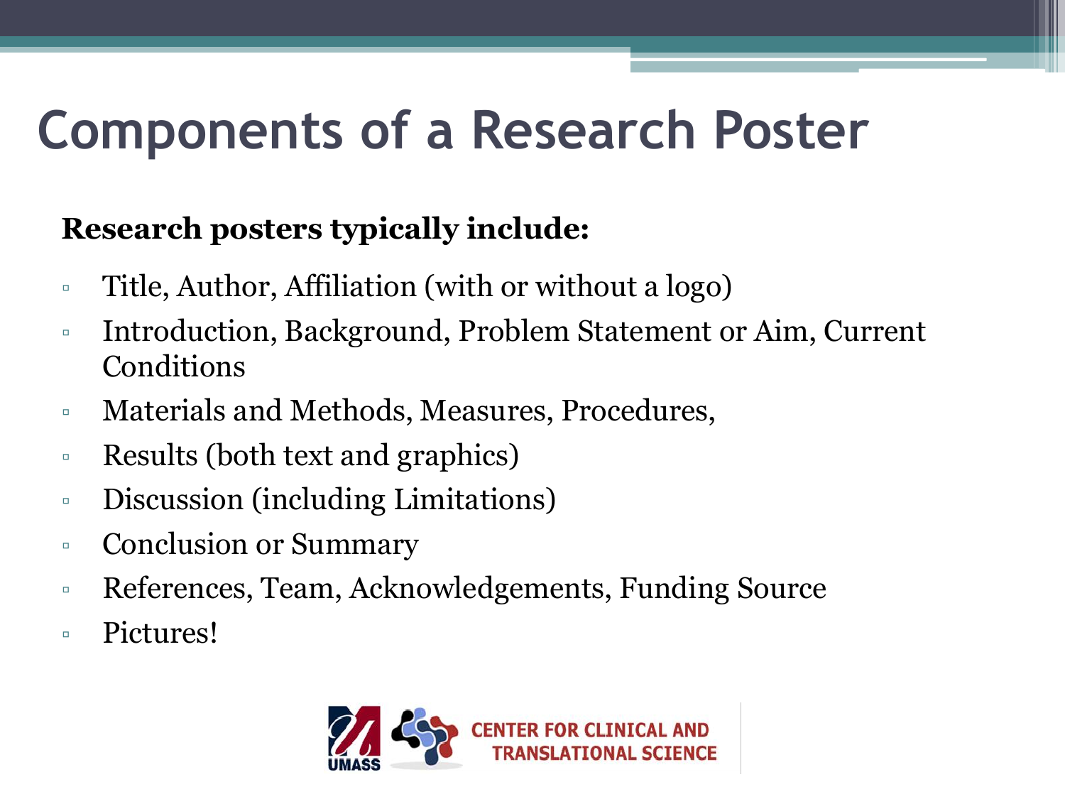# Components of a Research Poster

**Research posters typically include:**

- Title, Author, Affiliation (with or without a logo)
- Introduction, Background, Problem Statement or Aim, Current Conditions
- Materials and Methods, Measures, Procedures,
- Results (both text and graphics)
- Discussion (including Limitations)
- Conclusion or Summary
- References, Team, Acknowledgements, Funding Source
- Pictures!

UMASS CENTER FOR CLINICAL AND TRANSLATIONAL SCIENCE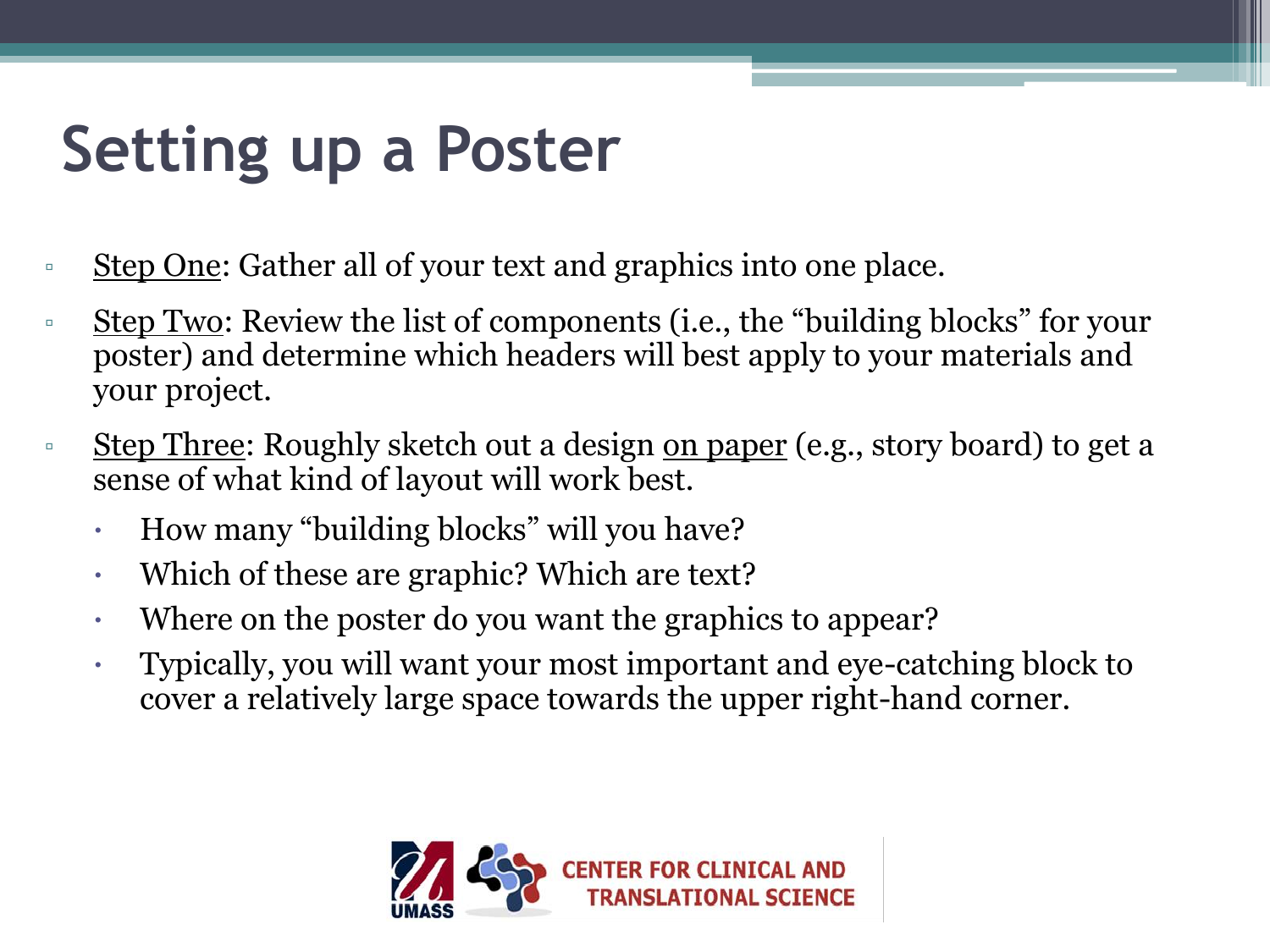# Setting up a Poster

- Step One: Gather all of your text and graphics into one place.
- Step Two: Review the list of components (i.e., the "building blocks" for your poster) and determine which headers will best apply to your materials and your project.
- Step Three: Roughly sketch out a design on paper (e.g., story board) to get a sense of what kind of layout will work best.
  - How many "building blocks" will you have?
  - Which of these are graphic? Which are text?
  - Where on the poster do you want the graphics to appear?
  - Typically, you will want your most important and eye-catching block to cover a relatively large space towards the upper right-hand corner.

UMASS CENTER FOR CLINICAL AND TRANSLATIONAL SCIENCE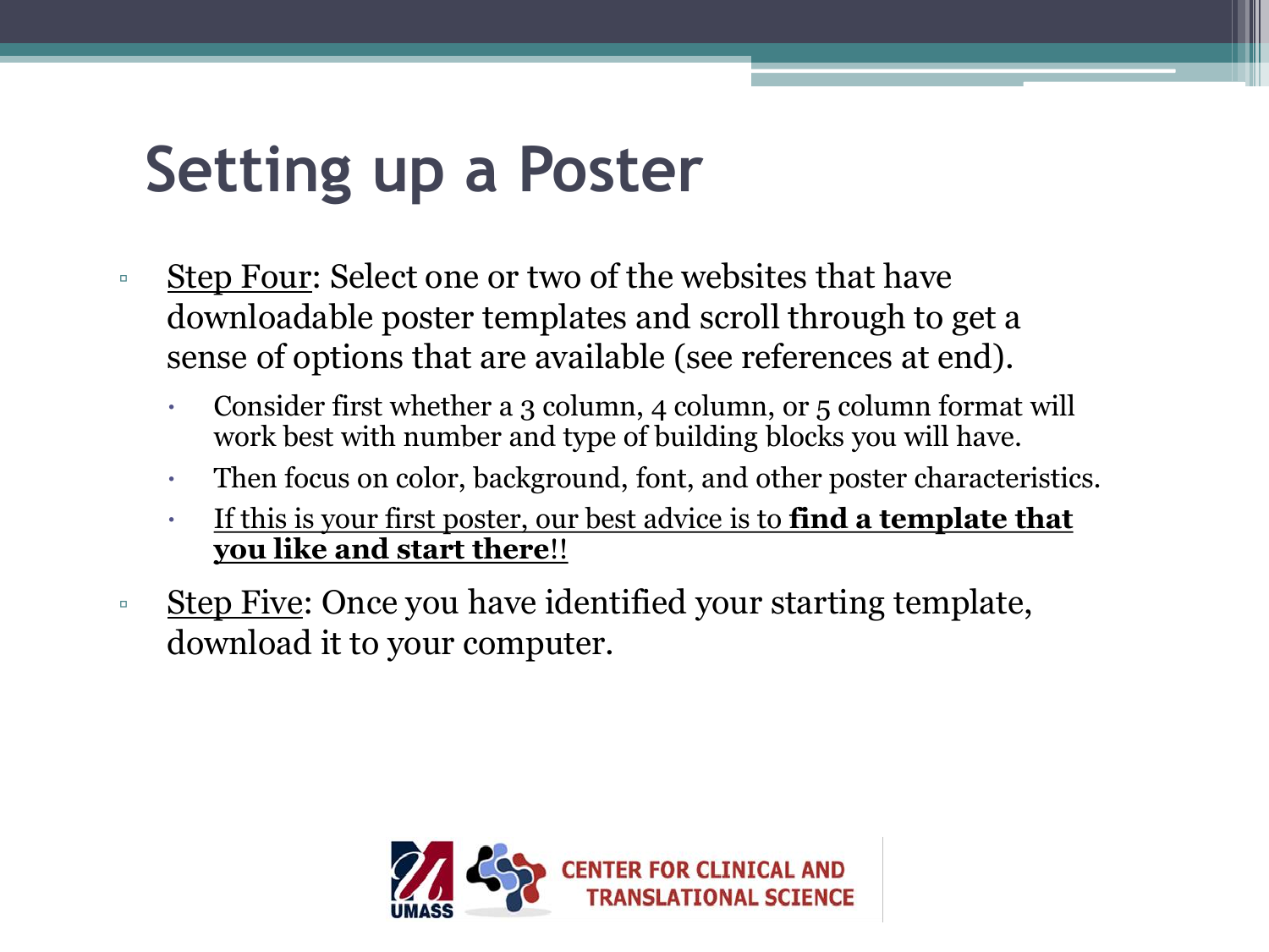# Setting up a Poster

- <u>Step Four</u>: Select one or two of the websites that have downloadable poster templates and scroll through to get a sense of options that are available (see references at end).
  - Consider first whether a 3 column, 4 column, or 5 column format will work best with number and type of building blocks you will have.
  - Then focus on color, background, font, and other poster characteristics.
  - <u>If this is your first poster, our best advice is to **find a template that you like and start there**!!</u>
- <u>Step Five</u>: Once you have identified your starting template, download it to your computer.

CENTER FOR CLINICAL AND TRANSLATIONAL SCIENCE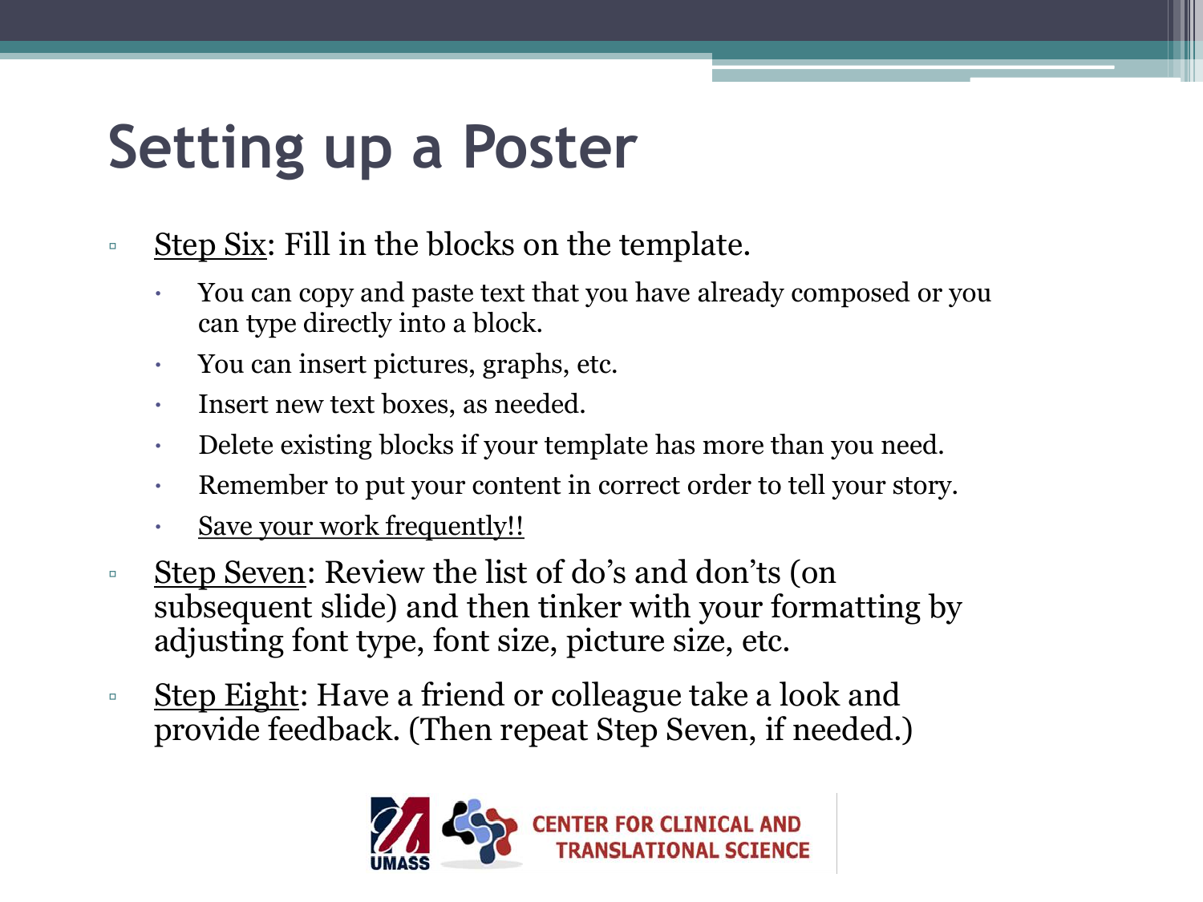# Setting up a Poster

- <u>Step Six</u>: Fill in the blocks on the template.
  - You can copy and paste text that you have already composed or you can type directly into a block.
  - You can insert pictures, graphs, etc.
  - Insert new text boxes, as needed.
  - Delete existing blocks if your template has more than you need.
  - Remember to put your content in correct order to tell your story.
  - <u>Save your work frequently!!</u>
- <u>Step Seven</u>: Review the list of do's and don'ts (on subsequent slide) and then tinker with your formatting by adjusting font type, font size, picture size, etc.
- <u>Step Eight</u>: Have a friend or colleague take a look and provide feedback. (Then repeat Step Seven, if needed.)

UMASS CENTER FOR CLINICAL AND TRANSLATIONAL SCIENCE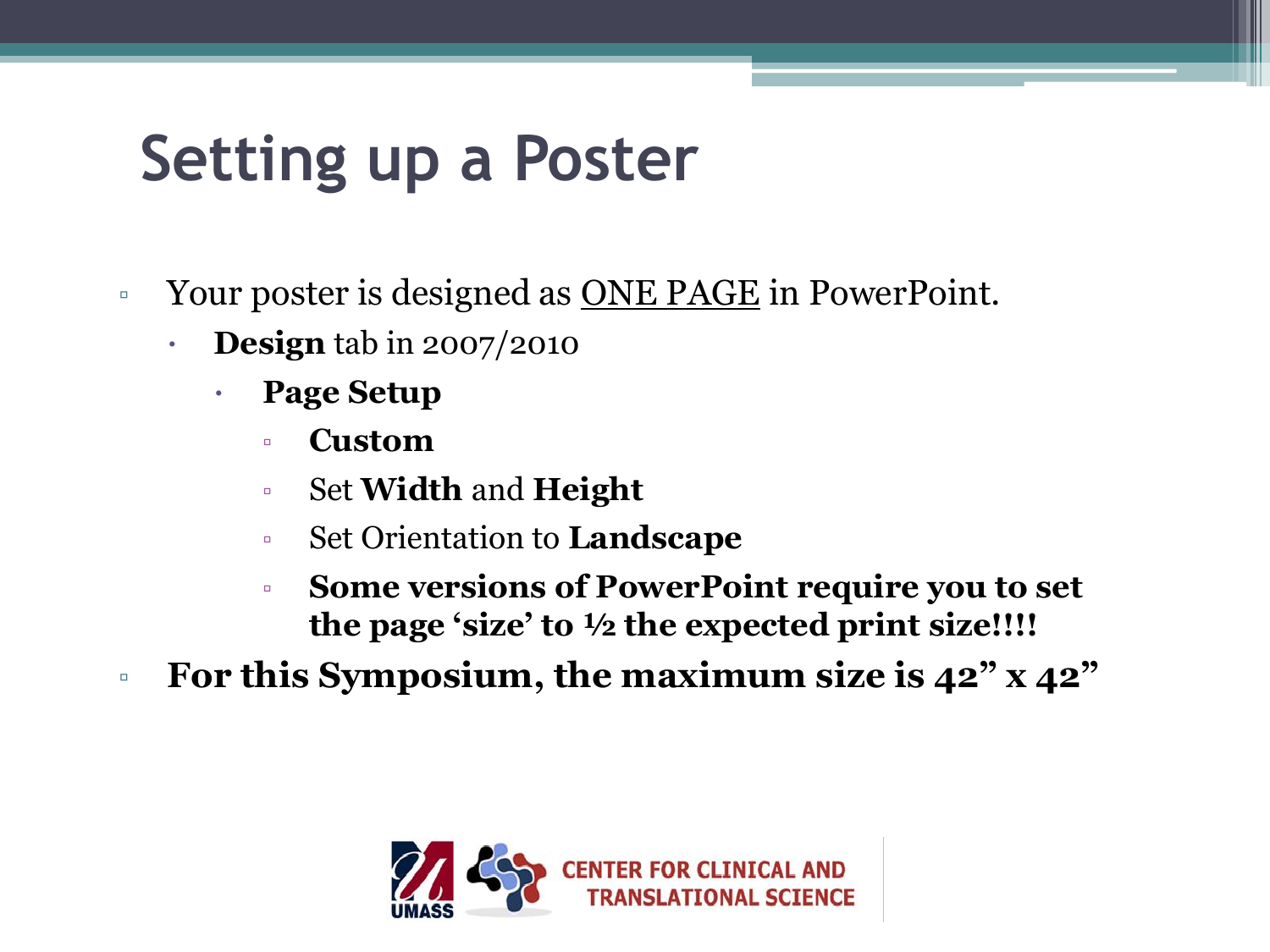# Setting up a Poster

- Your poster is designed as <u>ONE PAGE</u> in PowerPoint.
  - **Design** tab in 2007/2010
    - **Page Setup**
      - **Custom**
      - Set **Width** and **Height**
      - Set Orientation to **Landscape**
      - **Some versions of PowerPoint require you to set the page 'size' to ½ the expected print size!!!!**
- **For this Symposium, the maximum size is 42" x 42"**

UMASS CENTER FOR CLINICAL AND TRANSLATIONAL SCIENCE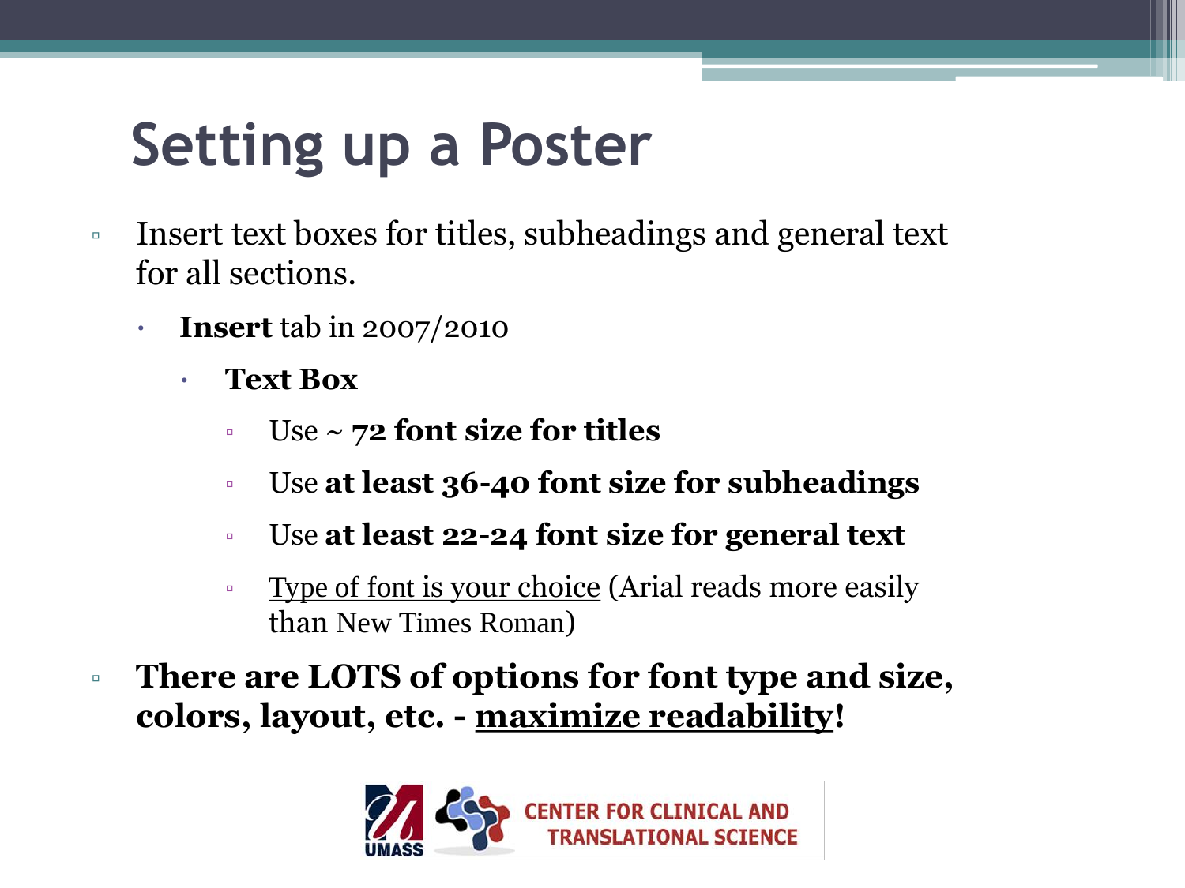# Setting up a Poster

- Insert text boxes for titles, subheadings and general text for all sections.
  - **Insert** tab in 2007/2010
    - **Text Box**
      - Use ~ **72 font size for titles**
      - Use **at least 36-40 font size for subheadings**
      - Use **at least 22-24 font size for general text**
      - Type of font is your choice (Arial reads more easily than New Times Roman)
- **There are LOTS of options for font type and size, colors, layout, etc. - maximize readability!**

UMASS CENTER FOR CLINICAL AND TRANSLATIONAL SCIENCE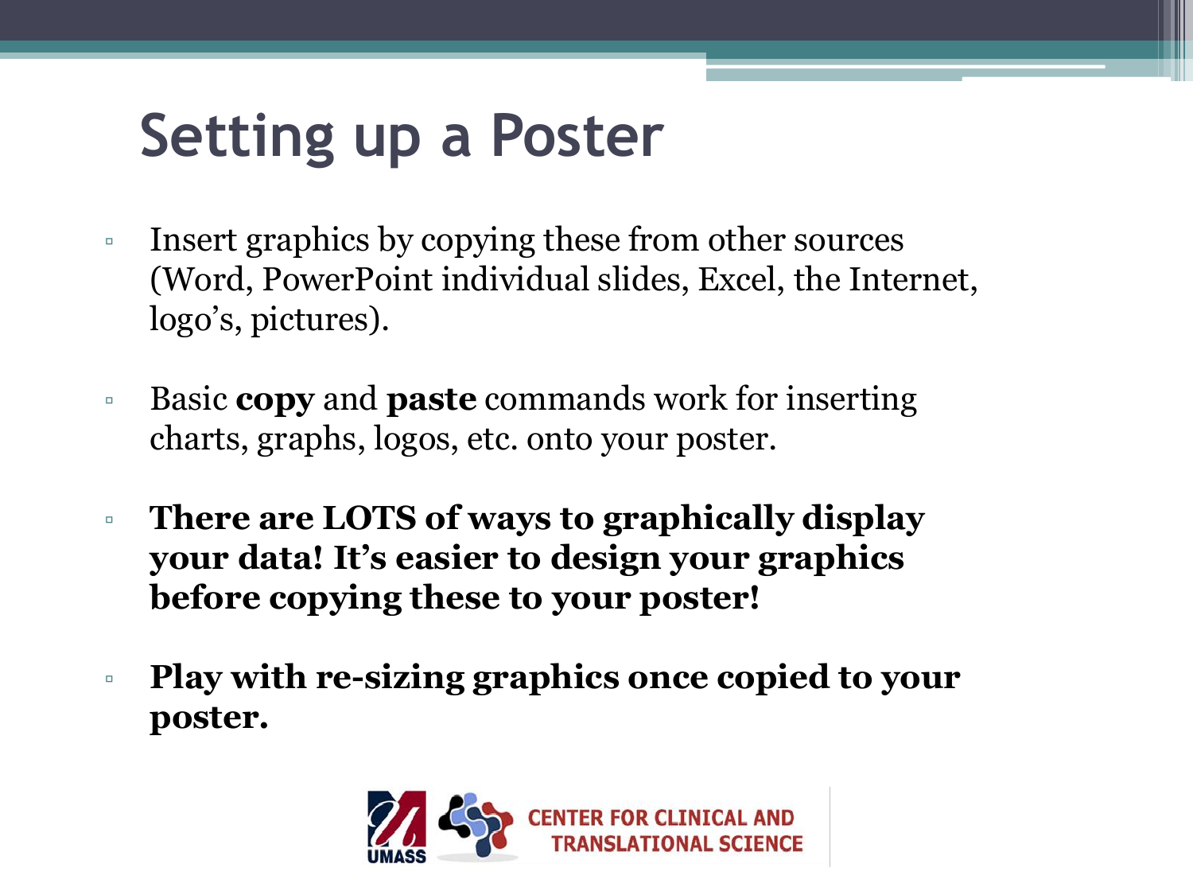# Setting up a Poster

- Insert graphics by copying these from other sources (Word, PowerPoint individual slides, Excel, the Internet, logo's, pictures).
- Basic **copy** and **paste** commands work for inserting charts, graphs, logos, etc. onto your poster.
- **There are LOTS of ways to graphically display your data! It's easier to design your graphics before copying these to your poster!**
- **Play with re-sizing graphics once copied to your poster.**

UMASS CENTER FOR CLINICAL AND TRANSLATIONAL SCIENCE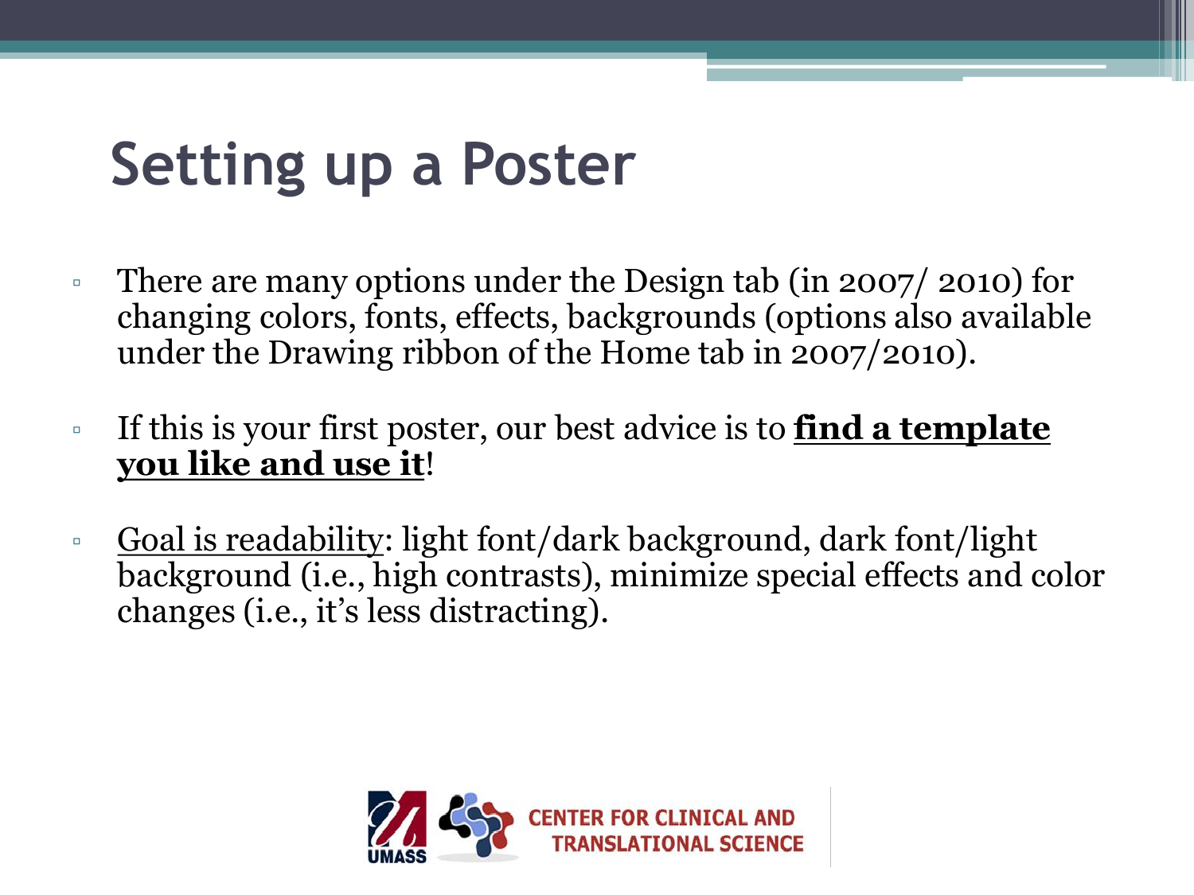# Setting up a Poster

- There are many options under the Design tab (in 2007/ 2010) for changing colors, fonts, effects, backgrounds (options also available under the Drawing ribbon of the Home tab in 2007/2010).
- If this is your first poster, our best advice is to <u>**find a template you like and use it**</u>!
- <u>Goal is readability</u>: light font/dark background, dark font/light background (i.e., high contrasts), minimize special effects and color changes (i.e., it's less distracting).

UMASS CENTER FOR CLINICAL AND TRANSLATIONAL SCIENCE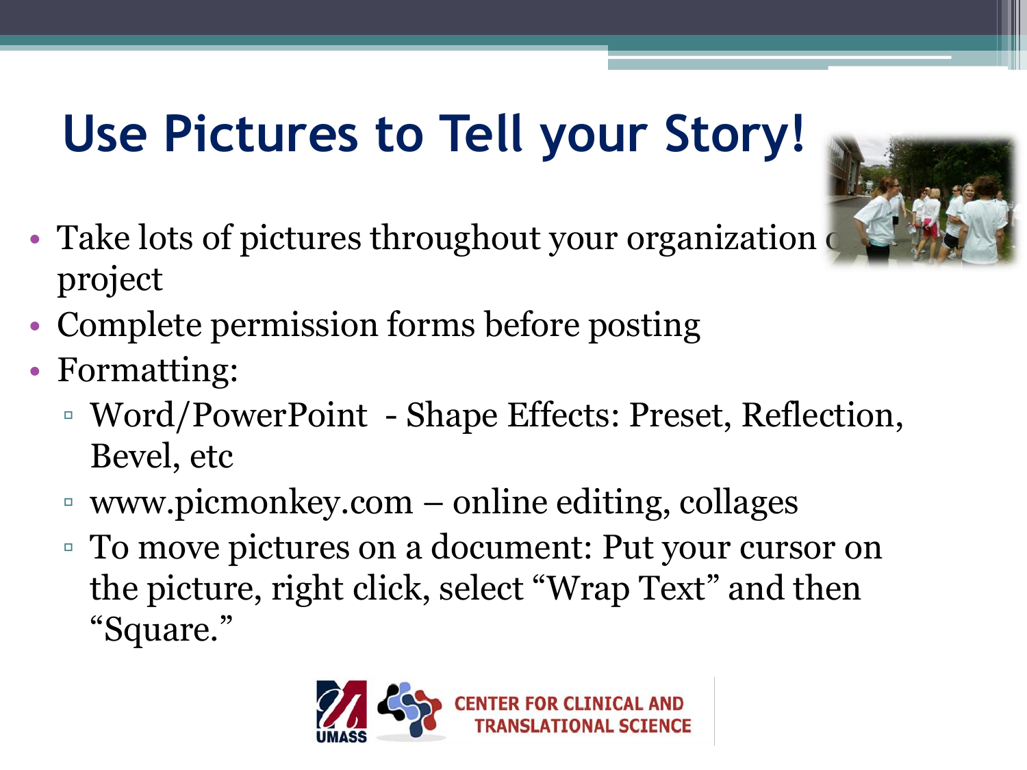# Use Pictures to Tell your Story!

- Take lots of pictures throughout your organization or project
- Complete permission forms before posting
- Formatting:
  - Word/PowerPoint - Shape Effects: Preset, Reflection, Bevel, etc
  - www.picmonkey.com – online editing, collages
  - To move pictures on a document: Put your cursor on the picture, right click, select “Wrap Text” and then “Square.”

UMASS CENTER FOR CLINICAL AND TRANSLATIONAL SCIENCE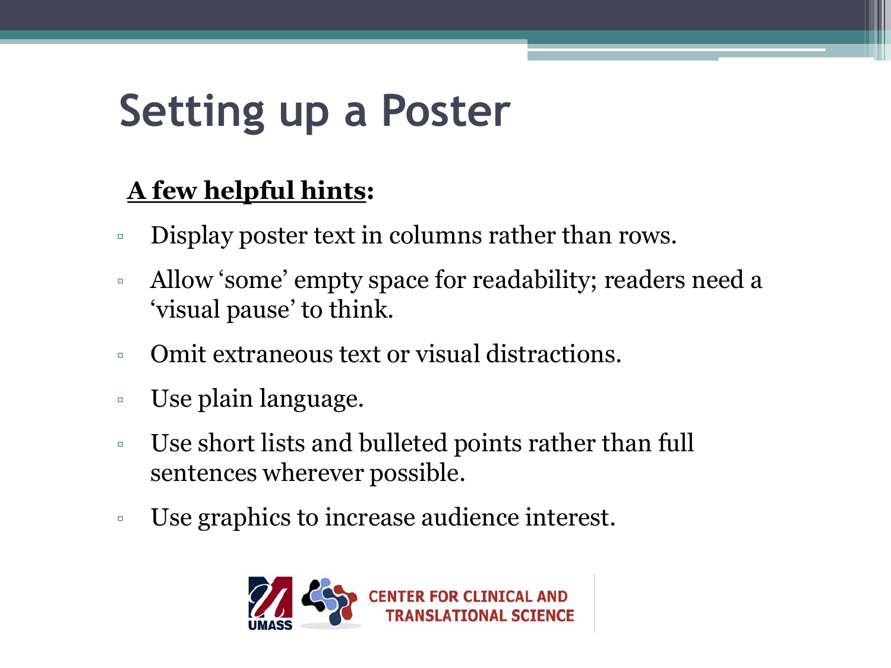# Setting up a Poster

**A few helpful hints:**

- Display poster text in columns rather than rows.
- Allow 'some' empty space for readability; readers need a 'visual pause' to think.
- Omit extraneous text or visual distractions.
- Use plain language.
- Use short lists and bulleted points rather than full sentences wherever possible.
- Use graphics to increase audience interest.

UMASS CENTER FOR CLINICAL AND TRANSLATIONAL SCIENCE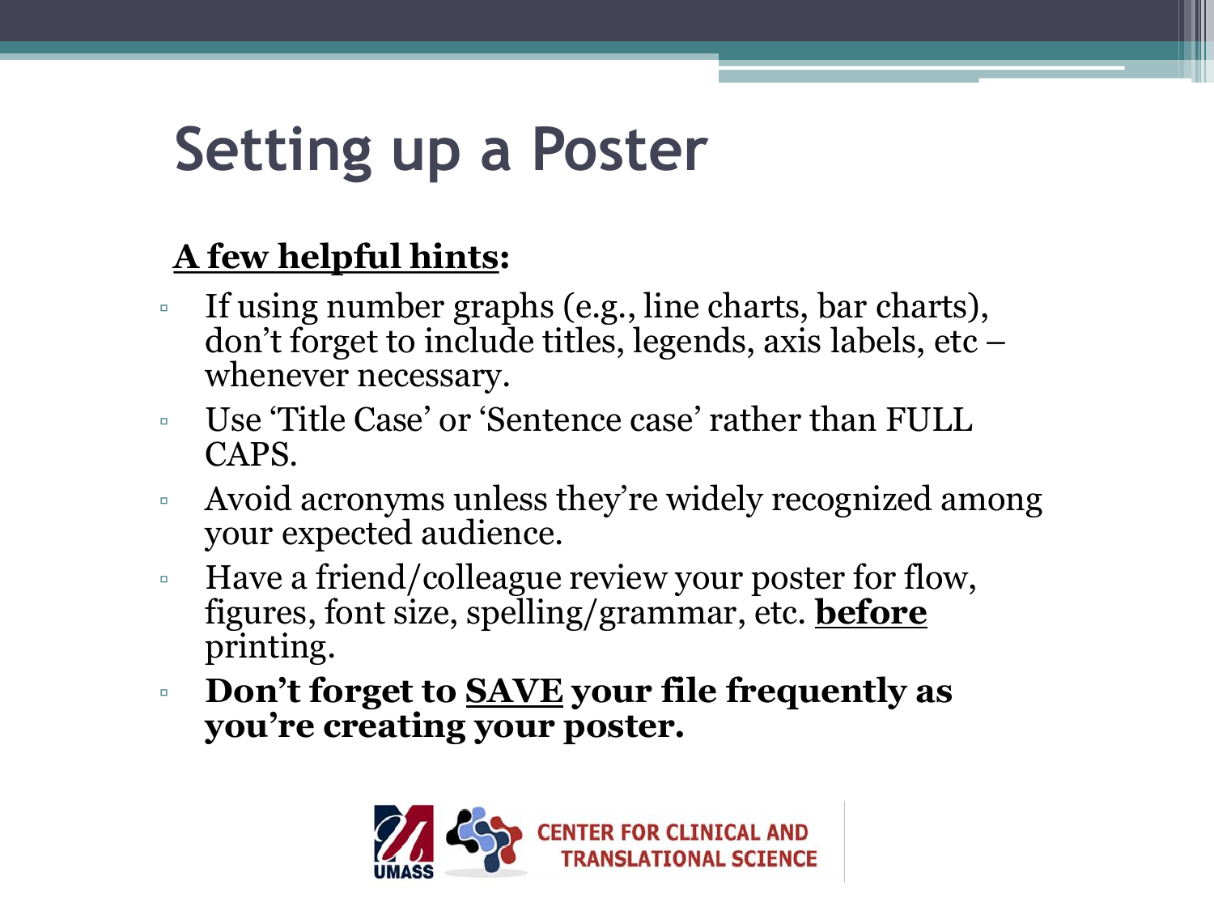# Setting up a Poster

**<u>A few helpful hints</u>:**

- If using number graphs (e.g., line charts, bar charts), don't forget to include titles, legends, axis labels, etc – whenever necessary.
- Use 'Title Case' or 'Sentence case' rather than FULL CAPS.
- Avoid acronyms unless they're widely recognized among your expected audience.
- Have a friend/colleague review your poster for flow, figures, font size, spelling/grammar, etc. **<u>before</u>** printing.
- **Don't forget to <u>SAVE</u> your file frequently as you're creating your poster.**

UMASS CENTER FOR CLINICAL AND TRANSLATIONAL SCIENCE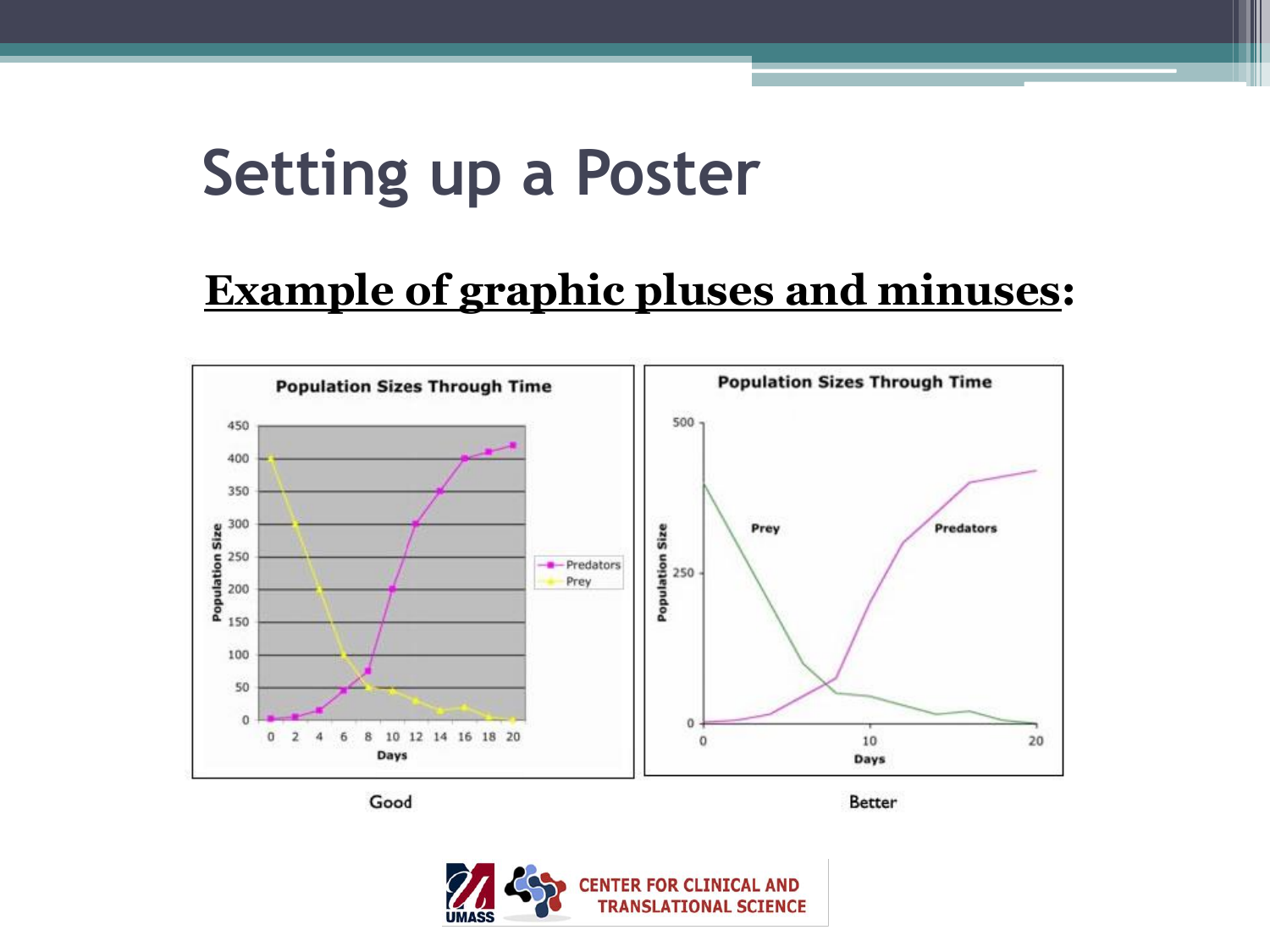# Setting up a Poster

**Example of graphic pluses and minuses:**

Good

Better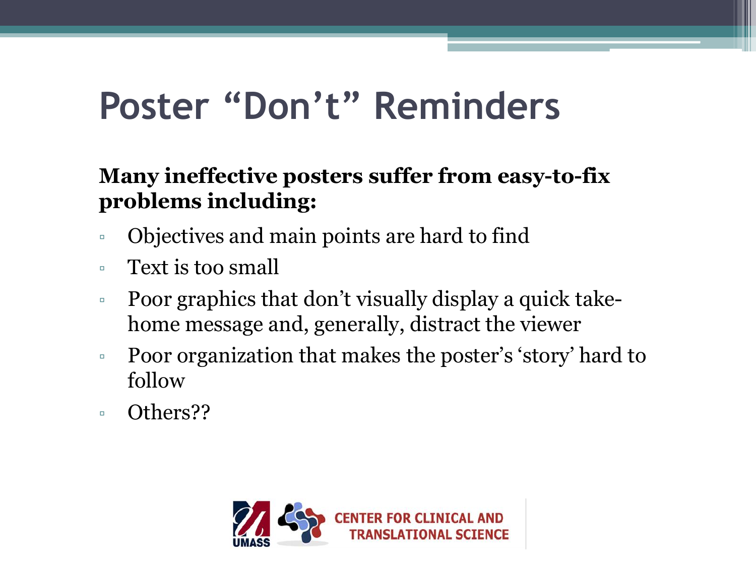# Poster “Don’t” Reminders

**Many ineffective posters suffer from easy-to-fix problems including:**

- Objectives and main points are hard to find
- Text is too small
- Poor graphics that don’t visually display a quick take-home message and, generally, distract the viewer
- Poor organization that makes the poster’s ‘story’ hard to follow
- Others??

UMASS CENTER FOR CLINICAL AND TRANSLATIONAL SCIENCE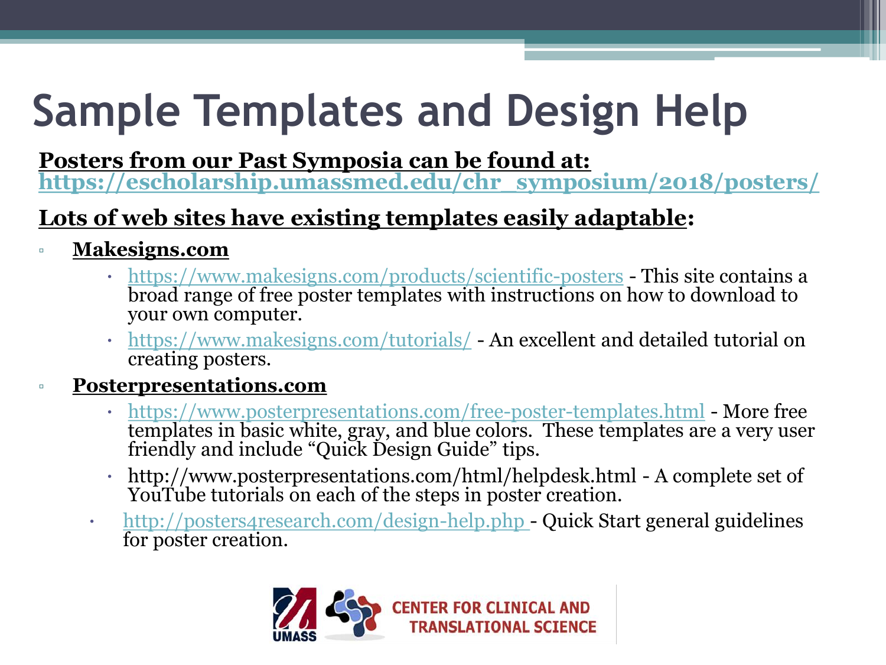# Sample Templates and Design Help

**Posters from our Past Symposia can be found at:**
**https://escholarship.umassmed.edu/chr_symposium/2018/posters/**

**Lots of web sites have existing templates easily adaptable:**

- **Makesigns.com**
  - https://www.makesigns.com/products/scientific-posters - This site contains a broad range of free poster templates with instructions on how to download to your own computer.
  - https://www.makesigns.com/tutorials/ - An excellent and detailed tutorial on creating posters.
- **Posterpresentations.com**
  - https://www.posterpresentations.com/free-poster-templates.html - More free templates in basic white, gray, and blue colors. These templates are a very user friendly and include "Quick Design Guide" tips.
  - http://www.posterpresentations.com/html/helpdesk.html - A complete set of YouTube tutorials on each of the steps in poster creation.
- http://posters4research.com/design-help.php - Quick Start general guidelines for poster creation.

UMASS CENTER FOR CLINICAL AND TRANSLATIONAL SCIENCE